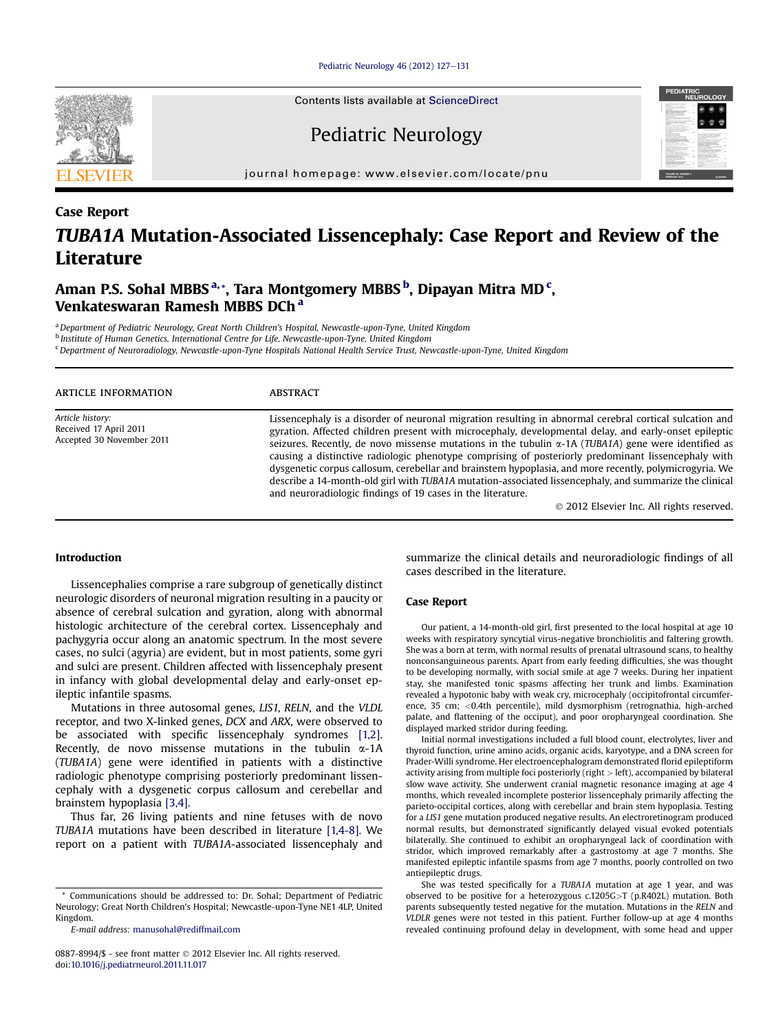Case Report

# *TUBA1A* Mutation-Associated Lissencephaly: Case Report and Review of the Literature

**Aman P.S. Sohal MBBS [a,*], Tara Montgomery MBBS [b], Dipayan Mitra MD [c], Venkateswaran Ramesh MBBS DCh [a]**

[a] Department of Pediatric Neurology, Great North Children's Hospital, Newcastle-upon-Tyne, United Kingdom
[b] Institute of Human Genetics, International Centre for Life, Newcastle-upon-Tyne, United Kingdom
[c] Department of Neuroradiology, Newcastle-upon-Tyne Hospitals National Health Service Trust, Newcastle-upon-Tyne, United Kingdom

**ARTICLE INFORMATION**

*Article history:*
Received 17 April 2011
Accepted 30 November 2011

**ABSTRACT**

Lissencephaly is a disorder of neuronal migration resulting in abnormal cerebral cortical sulcation and gyration. Affected children present with microcephaly, developmental delay, and early-onset epileptic seizures. Recently, de novo missense mutations in the tubulin α-1A (*TUBA1A*) gene were identified as causing a distinctive radiologic phenotype comprising of posteriorly predominant lissencephaly with dysgenetic corpus callosum, cerebellar and brainstem hypoplasia, and more recently, polymicrogyria. We describe a 14-month-old girl with *TUBA1A* mutation-associated lissencephaly, and summarize the clinical and neuroradiologic findings of 19 cases in the literature.

© 2012 Elsevier Inc. All rights reserved.

## Introduction

Lissencephalies comprise a rare subgroup of genetically distinct neurologic disorders of neuronal migration resulting in a paucity or absence of cerebral sulcation and gyration, along with abnormal histologic architecture of the cerebral cortex. Lissencephaly and pachygyria occur along an anatomic spectrum. In the most severe cases, no sulci (agyria) are evident, but in most patients, some gyri and sulci are present. Children affected with lissencephaly present in infancy with global developmental delay and early-onset epileptic infantile spasms.

Mutations in three autosomal genes, *LIS1*, *RELN*, and the *VLDL* receptor, and two X-linked genes, *DCX* and *ARX*, were observed to be associated with specific lissencephaly syndromes [1,2]. Recently, de novo missense mutations in the tubulin α-1A (*TUBA1A*) gene were identified in patients with a distinctive radiologic phenotype comprising posteriorly predominant lissencephaly with a dysgenetic corpus callosum and cerebellar and brainstem hypoplasia [3,4].

Thus far, 26 living patients and nine fetuses with de novo *TUBA1A* mutations have been described in literature [1,4-8]. We report on a patient with *TUBA1A*-associated lissencephaly and summarize the clinical details and neuroradiologic findings of all cases described in the literature.

## Case Report

Our patient, a 14-month-old girl, first presented to the local hospital at age 10 weeks with respiratory syncytial virus-negative bronchiolitis and faltering growth. She was a born at term, with normal results of prenatal ultrasound scans, to healthy nonconsanguineous parents. Apart from early feeding difficulties, she was thought to be developing normally, with social smile at age 7 weeks. During her inpatient stay, she manifested tonic spasms affecting her trunk and limbs. Examination revealed a hypotonic baby with weak cry, microcephaly (occipitofrontal circumference, 35 cm; <0.4th percentile), mild dysmorphism (retrognathia, high-arched palate, and flattening of the occiput), and poor oropharyngeal coordination. She displayed marked stridor during feeding.

Initial normal investigations included a full blood count, electrolytes, liver and thyroid function, urine amino acids, organic acids, karyotype, and a DNA screen for Prader-Willi syndrome. Her electroencephalogram demonstrated florid epileptiform activity arising from multiple foci posteriorly (right > left), accompanied by bilateral slow wave activity. She underwent cranial magnetic resonance imaging at age 4 months, which revealed incomplete posterior lissencephaly primarily affecting the parieto-occipital cortices, along with cerebellar and brain stem hypoplasia. Testing for a *LIS1* gene mutation produced negative results. An electroretinogram produced normal results, but demonstrated significantly delayed visual evoked potentials bilaterally. She continued to exhibit an oropharyngeal lack of coordination with stridor, which improved remarkably after a gastrostomy at age 7 months. She manifested epileptic infantile spasms from age 7 months, poorly controlled on two antiepileptic drugs.

She was tested specifically for a *TUBA1A* mutation at age 1 year, and was observed to be positive for a heterozygous c.1205G>T (p.R402L) mutation. Both parents subsequently tested negative for the mutation. Mutations in the *RELN* and *VLDLR* genes were not tested in this patient. Further follow-up at age 4 months revealed continuing profound delay in development, with some head and upper

\* Communications should be addressed to: Dr. Sohal; Department of Pediatric Neurology; Great North Children's Hospital; Newcastle-upon-Tyne NE1 4LP, United Kingdom.
*E-mail address:* manusohal@rediffmail.com

0887-8994/$ - see front matter © 2012 Elsevier Inc. All rights reserved.
doi:10.1016/j.pediatrneurol.2011.11.017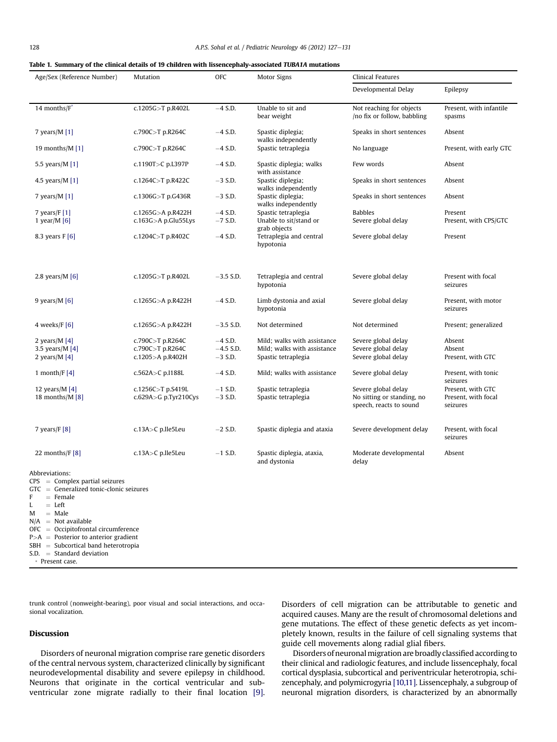**Table 1. Summary of the clinical details of 19 children with lissencephaly-associated *TUBA1A* mutations**

| Age/Sex (Reference Number) | Mutation | OFC | Motor Signs | Clinical Features | |
|---|---|---|---|---|---|
| | | | | Developmental Delay | Epilepsy |
| 14 months/F* | c.1205G>T p.R402L | −4 S.D. | Unable to sit and bear weight | Not reaching for objects /no fix or follow, babbling | Present, with infantile spasms |
| 7 years/M [1] | c.790C>T p.R264C | −4 S.D. | Spastic diplegia; walks independently | Speaks in short sentences | Absent |
| 19 months/M [1] | c.790C>T p.R264C | −4 S.D. | Spastic tetraplegia | No language | Present, with early GTC |
| 5.5 years/M [1] | c.1190T>C p.L397P | −4 S.D. | Spastic diplegia; walks with assistance | Few words | Absent |
| 4.5 years/M [1] | c.1264C>T p.R422C | −3 S.D. | Spastic diplegia; walks independently | Speaks in short sentences | Absent |
| 7 years/M [1] | c.1306G>T p.G436R | −3 S.D. | Spastic diplegia; walks independently | Speaks in short sentences | Absent |
| 7 years/F [1] | c.1265G>A p.R422H | −4 S.D. | Spastic tetraplegia | Babbles | Present |
| 1 year/M [6] | c.163G>A p.Glu55Lys | −7 S.D. | Unable to sit/stand or grab objects | Severe global delay | Present, with CPS/GTC |
| 8.3 years F [6] | c.1204C>T p.R402C | −4 S.D. | Tetraplegia and central hypotonia | Severe global delay | Present |
| 2.8 years/M [6] | c.1205G>T p.R402L | −3.5 S.D. | Tetraplegia and central hypotonia | Severe global delay | Present with focal seizures |
| 9 years/M [6] | c.1265G>A p.R422H | −4 S.D. | Limb dystonia and axial hypotonia | Severe global delay | Present, with motor seizures |
| 4 weeks/F [6] | c.1265G>A p.R422H | −3.5 S.D. | Not determined | Not determined | Present; generalized |
| 2 years/M [4] | c.790C>T p.R264C | −4 S.D. | Mild; walks with assistance | Severe global delay | Absent |
| 3.5 years/M [4] | c.790C>T p.R264C | −4.5 S.D. | Mild; walks with assistance | Severe global delay | Absent |
| 2 years/M [4] | c.1205>A p.R402H | −3 S.D. | Spastic tetraplegia | Severe global delay | Present, with GTC |
| 1 month/F [4] | c.562A>C p.I188L | −4 S.D. | Mild; walks with assistance | Severe global delay | Present, with tonic seizures |
| 12 years/M [4] | c.1256C>T p.S419L | −1 S.D. | Spastic tetraplegia | Severe global delay | Present, with GTC |
| 18 months/M [8] | c.629A>G p.Tyr210Cys | −3 S.D. | Spastic tetraplegia | No sitting or standing, no speech, reacts to sound | Present, with focal seizures |
| 7 years/F [8] | c.13A>C p.Ile5Leu | −2 S.D. | Spastic diplegia and ataxia | Severe development delay | Present, with focal seizures |
| 22 months/F [8] | c.13A>C p.Ile5Leu | −1 S.D. | Spastic diplegia, ataxia, and dystonia | Moderate developmental delay | Absent |

Abbreviations:
CPS = Complex partial seizures
GTC = Generalized tonic-clonic seizures
F = Female
L = Left
M = Male
N/A = Not available
OFC = Occipitofrontal circumference
P>A = Posterior to anterior gradient
SBH = Subcortical band heterotropia
S.D. = Standard deviation
* Present case.

trunk control (nonweight-bearing), poor visual and social interactions, and occasional vocalization.

## Discussion

Disorders of neuronal migration comprise rare genetic disorders of the central nervous system, characterized clinically by significant neurodevelopmental disability and severe epilepsy in childhood. Neurons that originate in the cortical ventricular and subventricular zone migrate radially to their final location [9]. Disorders of cell migration can be attributable to genetic and acquired causes. Many are the result of chromosomal deletions and gene mutations. The effect of these genetic defects as yet incompletely known, results in the failure of cell signaling systems that guide cell movements along radial glial fibers.

Disorders of neuronal migration are broadly classified according to their clinical and radiologic features, and include lissencephaly, focal cortical dysplasia, subcortical and periventricular heterotropia, schizencephaly, and polymicrogyria [10,11]. Lissencephaly, a subgroup of neuronal migration disorders, is characterized by an abnormally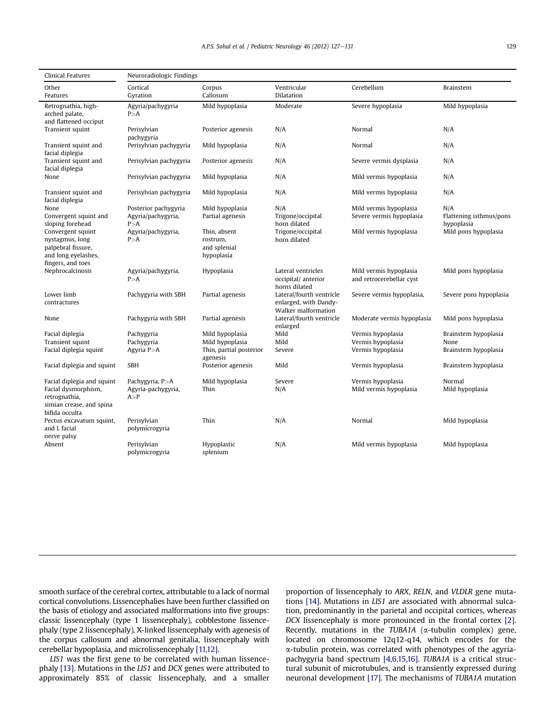| Clinical Features | Neuroradiologic Findings | | | | |
|---|---|---|---|---|---|
| Other Features | Cortical Gyration | Corpus Callosum | Ventricular Dilatation | Cerebellum | Brainstem |
| Retrognathia, high-arched palate, and flattened occiput | Agyria/pachygyria P>A | Mild hypoplasia | Moderate | Severe hypoplasia | Mild hypoplasia |
| Transient squint | Perisylvian pachygyria | Posterior agenesis | N/A | Normal | N/A |
| Transient squint and facial diplegia | Perisylvian pachygyria | Mild hypoplasia | N/A | Normal | N/A |
| Transient squint and facial diplegia | Perisylvian pachygyria | Posterior agenesis | N/A | Severe vermis dysplasia | N/A |
| None | Perisylvian pachygyria | Mild hypoplasia | N/A | Mild vermis hypoplasia | N/A |
| Transient squint and facial diplegia | Perisylvian pachygyria | Mild hypoplasia | N/A | Mild vermis hypoplasia | N/A |
| None | Posterior pachygyria | Mild hypoplasia | N/A | Mild vermis hypoplasia | N/A |
| Convergent squint and sloping forehead | Agyria/pachygyria, P>A | Partial agenesis | Trigone/occipital horn dilated | Severe vermis hypoplasia | Flattening isthmus/pons hypoplasia |
| Convergent squint nystagmus, long palpebral fissure, and long eyelashes, fingers, and toes | Agyria/pachygyria, P>A | Thin, absent rostrum, and splenial hypoplasia | Trigone/occipital horn dilated | Mild vermis hypoplasia | Mild pons hypoplasia |
| Nephrocalcinosis | Agyria/pachygyria, P>A | Hypoplasia | Lateral ventricles occipital/ anterior horns dilated | Mild vermis hypoplasia and retrocerebellar cyst | Mild pons hypoplasia |
| Lower limb contractures | Pachygyria with SBH | Partial agenesis | Lateral/fourth ventricle enlarged, with Dandy-Walker malformation | Severe vermis hypoplasia, | Severe pons hypoplasia |
| None | Pachygyria with SBH | Partial agenesis | Lateral/fourth ventricle enlarged | Moderate vermis hypoplasia | Mild pons hypoplasia |
| Facial diplegia | Pachygyria | Mild hypoplasia | Mild | Vermis hypoplasia | Brainstem hypoplasia |
| Transient squint | Pachygyria | Mild hypoplasia | Mild | Vermis hypoplasia | None |
| Facial diplegia squint | Agyria P>A | Thin, partial posterior agenesis | Severe | Vermis hypoplasia | Brainstem hypoplasia |
| Facial diplegia and squint | SBH | Posterior agenesis | Mild | Vermis hypoplasia | Brainstem hypoplasia |
| Facial diplegia and squint | Pachygyria, P>A | Mild hypoplasia | Severe | Vermis hypoplasia | Normal |
| Facial dysmorphism, retrognathia, simian crease, and spina bifida occulta | Agyria-pachygyria, A>P | Thin | N/A | Mild vermis hypoplasia | Mild hypoplasia |
| Pectus excavatum squint, and L facial nerve palsy | Perisylvian polymicrogyria | Thin | N/A | Normal | Mild hypoplasia |
| Absent | Perisylvian polymicrogyria | Hypoplastic splenium | N/A | Mild vermis hypoplasia | Mild hypoplasia |

smooth surface of the cerebral cortex, attributable to a lack of normal cortical convolutions. Lissencephalies have been further classified on the basis of etiology and associated malformations into five groups: classic lissencephaly (type 1 lissencephaly), cobblestone lissencephaly (type 2 lissencephaly), X-linked lissencephaly with agenesis of the corpus callosum and abnormal genitalia, lissencephaly with cerebellar hypoplasia, and microlissencephaly [11,12].

*LIS1* was the first gene to be correlated with human lissencephaly [13]. Mutations in the *LIS1* and *DCX* genes were attributed to approximately 85% of classic lissencephaly, and a smaller proportion of lissencephaly to *ARX*, *RELN*, and *VLDLR* gene mutations [14]. Mutations in *LIS1* are associated with abnormal sulcation, predominantly in the parietal and occipital cortices, whereas *DCX* lissencephaly is more pronounced in the frontal cortex [2]. Recently, mutations in the *TUBA1A* ($\alpha$-tubulin complex) gene, located on chromosome 12q12-q14, which encodes for the $\alpha$-tubulin protein, was correlated with phenotypes of the agyria-pachygyria band spectrum [4,6,15,16]. *TUBA1A* is a critical structural subunit of microtubules, and is transiently expressed during neuronal development [17]. The mechanisms of *TUBA1A* mutation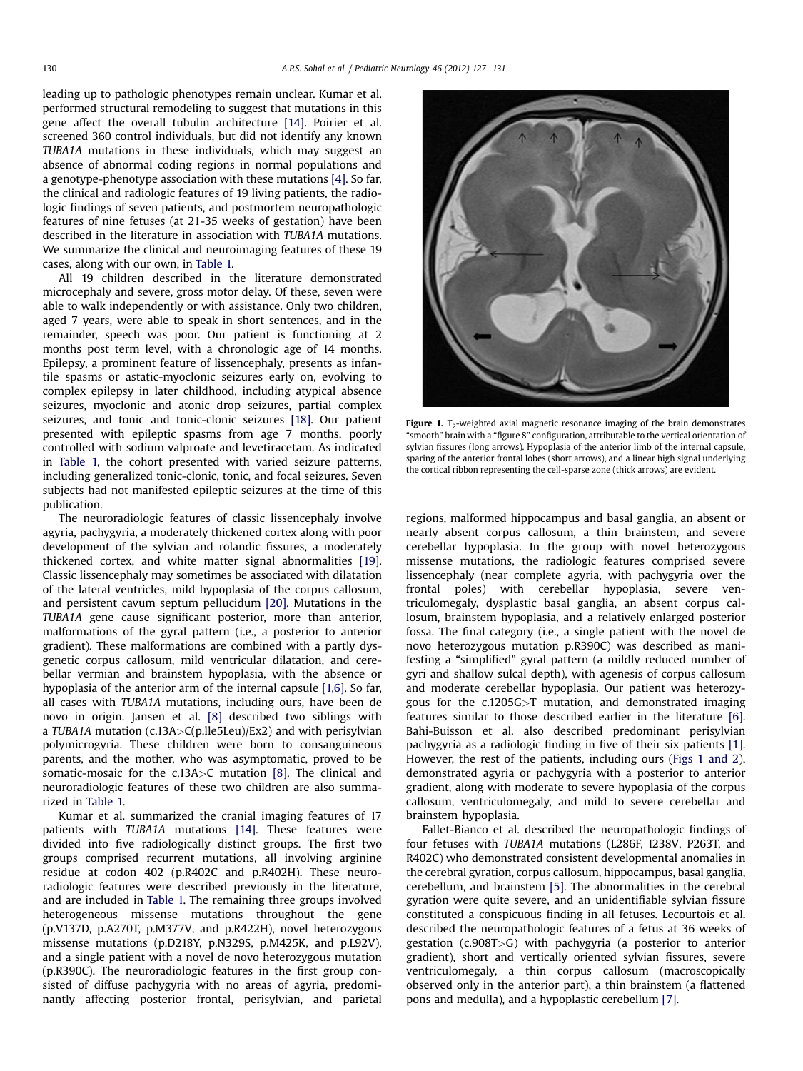leading up to pathologic phenotypes remain unclear. Kumar et al. performed structural remodeling to suggest that mutations in this gene affect the overall tubulin architecture [14]. Poirier et al. screened 360 control individuals, but did not identify any known *TUBA1A* mutations in these individuals, which may suggest an absence of abnormal coding regions in normal populations and a genotype-phenotype association with these mutations [4]. So far, the clinical and radiologic features of 19 living patients, the radiologic findings of seven patients, and postmortem neuropathologic features of nine fetuses (at 21-35 weeks of gestation) have been described in the literature in association with *TUBA1A* mutations. We summarize the clinical and neuroimaging features of these 19 cases, along with our own, in Table 1.

All 19 children described in the literature demonstrated microcephaly and severe, gross motor delay. Of these, seven were able to walk independently or with assistance. Only two children, aged 7 years, were able to speak in short sentences, and in the remainder, speech was poor. Our patient is functioning at 2 months post term level, with a chronologic age of 14 months. Epilepsy, a prominent feature of lissencephaly, presents as infantile spasms or astatic-myoclonic seizures early on, evolving to complex epilepsy in later childhood, including atypical absence seizures, myoclonic and atonic drop seizures, partial complex seizures, and tonic and tonic-clonic seizures [18]. Our patient presented with epileptic spasms from age 7 months, poorly controlled with sodium valproate and levetiracetam. As indicated in Table 1, the cohort presented with varied seizure patterns, including generalized tonic-clonic, tonic, and focal seizures. Seven subjects had not manifested epileptic seizures at the time of this publication.

The neuroradiologic features of classic lissencephaly involve agyria, pachygyria, a moderately thickened cortex along with poor development of the sylvian and rolandic fissures, a moderately thickened cortex, and white matter signal abnormalities [19]. Classic lissencephaly may sometimes be associated with dilatation of the lateral ventricles, mild hypoplasia of the corpus callosum, and persistent cavum septum pellucidum [20]. Mutations in the *TUBA1A* gene cause significant posterior, more than anterior, malformations of the gyral pattern (i.e., a posterior to anterior gradient). These malformations are combined with a partly dysgenetic corpus callosum, mild ventricular dilatation, and cerebellar vermian and brainstem hypoplasia, with the absence or hypoplasia of the anterior arm of the internal capsule [1,6]. So far, all cases with *TUBA1A* mutations, including ours, have been de novo in origin. Jansen et al. [8] described two siblings with a *TUBA1A* mutation (c.13A>C(p.Ile5Leu)/Ex2) and with perisylvian polymicrogyria. These children were born to consanguineous parents, and the mother, who was asymptomatic, proved to be somatic-mosaic for the c.13A>C mutation [8]. The clinical and neuroradiologic features of these two children are also summarized in Table 1.

Kumar et al. summarized the cranial imaging features of 17 patients with *TUBA1A* mutations [14]. These features were divided into five radiologically distinct groups. The first two groups comprised recurrent mutations, all involving arginine residue at codon 402 (p.R402C and p.R402H). These neuroradiologic features were described previously in the literature, and are included in Table 1. The remaining three groups involved heterogeneous missense mutations throughout the gene (p.V137D, p.A270T, p.M377V, and p.R422H), novel heterozygous missense mutations (p.D218Y, p.N329S, p.M425K, and p.L92V), and a single patient with a novel de novo heterozygous mutation (p.R390C). The neuroradiologic features in the first group consisted of diffuse pachygyria with no areas of agyria, predominantly affecting posterior frontal, perisylvian, and parietal regions, malformed hippocampus and basal ganglia, an absent or nearly absent corpus callosum, a thin brainstem, and severe cerebellar hypoplasia. In the group with novel heterozygous missense mutations, the radiologic features comprised severe lissencephaly (near complete agyria, with pachygyria over the frontal poles) with cerebellar hypoplasia, severe ventriculomegaly, dysplastic basal ganglia, an absent corpus callosum, brainstem hypoplasia, and a relatively enlarged posterior fossa. The final category (i.e., a single patient with the novel de novo heterozygous mutation p.R390C) was described as manifesting a "simplified" gyral pattern (a mildly reduced number of gyri and shallow sulcal depth), with agenesis of corpus callosum and moderate cerebellar hypoplasia. Our patient was heterozygous for the c.1205G>T mutation, and demonstrated imaging features similar to those described earlier in the literature [6]. Bahi-Buisson et al. also described predominant perisylvian pachygyria as a radiologic finding in five of their six patients [1]. However, the rest of the patients, including ours (Figs 1 and 2), demonstrated agyria or pachygyria with a posterior to anterior gradient, along with moderate to severe hypoplasia of the corpus callosum, ventriculomegaly, and mild to severe cerebellar and brainstem hypoplasia.

Fallet-Bianco et al. described the neuropathologic findings of four fetuses with *TUBA1A* mutations (L286F, I238V, P263T, and R402C) who demonstrated consistent developmental anomalies in the cerebral gyration, corpus callosum, hippocampus, basal ganglia, cerebellum, and brainstem [5]. The abnormalities in the cerebral gyration were quite severe, and an unidentifiable sylvian fissure constituted a conspicuous finding in all fetuses. Lecourtois et al. described the neuropathologic features of a fetus at 36 weeks of gestation (c.908T>G) with pachygyria (a posterior to anterior gradient), short and vertically oriented sylvian fissures, severe ventriculomegaly, a thin corpus callosum (macroscopically observed only in the anterior part), a thin brainstem (a flattened pons and medulla), and a hypoplastic cerebellum [7].

**Figure 1.** $T_2$-weighted axial magnetic resonance imaging of the brain demonstrates "smooth" brain with a "figure 8" configuration, attributable to the vertical orientation of sylvian fissures (long arrows). Hypoplasia of the anterior limb of the internal capsule, sparing of the anterior frontal lobes (short arrows), and a linear high signal underlying the cortical ribbon representing the cell-sparse zone (thick arrows) are evident.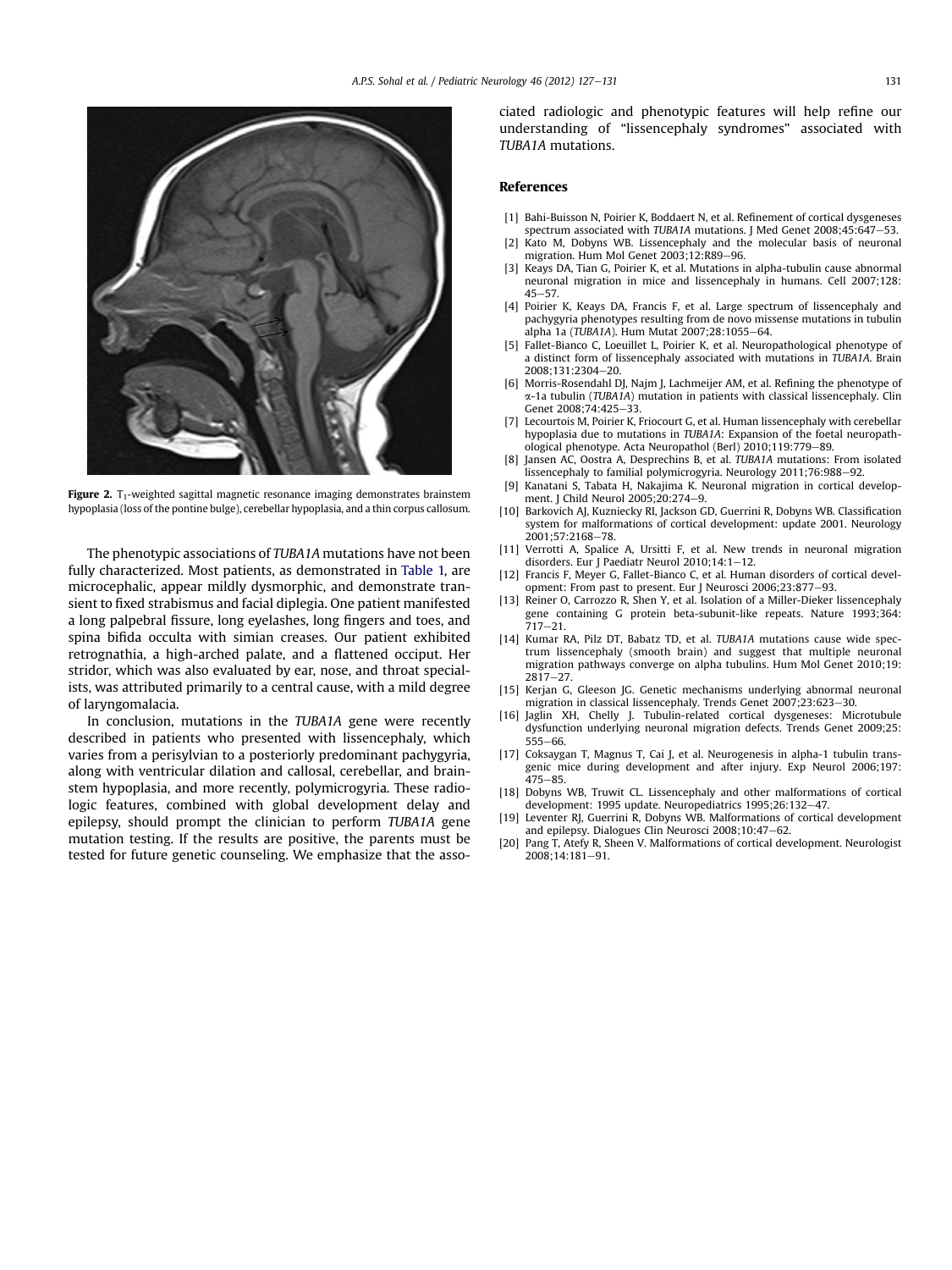Figure 2. $T_1$-weighted sagittal magnetic resonance imaging demonstrates brainstem hypoplasia (loss of the pontine bulge), cerebellar hypoplasia, and a thin corpus callosum.

The phenotypic associations of *TUBA1A* mutations have not been fully characterized. Most patients, as demonstrated in Table 1, are microcephalic, appear mildly dysmorphic, and demonstrate transient to fixed strabismus and facial diplegia. One patient manifested a long palpebral fissure, long eyelashes, long fingers and toes, and spina bifida occulta with simian creases. Our patient exhibited retrognathia, a high-arched palate, and a flattened occiput. Her stridor, which was also evaluated by ear, nose, and throat specialists, was attributed primarily to a central cause, with a mild degree of laryngomalacia.

In conclusion, mutations in the *TUBA1A* gene were recently described in patients who presented with lissencephaly, which varies from a perisylvian to a posteriorly predominant pachygyria, along with ventricular dilation and callosal, cerebellar, and brainstem hypoplasia, and more recently, polymicrogyria. These radiologic features, combined with global development delay and epilepsy, should prompt the clinician to perform *TUBA1A* gene mutation testing. If the results are positive, the parents must be tested for future genetic counseling. We emphasize that the associated radiologic and phenotypic features will help refine our understanding of "lissencephaly syndromes" associated with *TUBA1A* mutations.

## References

[1] Bahi-Buisson N, Poirier K, Boddaert N, et al. Refinement of cortical dysgeneses spectrum associated with *TUBA1A* mutations. J Med Genet 2008;45:647–53.

[2] Kato M, Dobyns WB. Lissencephaly and the molecular basis of neuronal migration. Hum Mol Genet 2003;12:R89–96.

[3] Keays DA, Tian G, Poirier K, et al. Mutations in alpha-tubulin cause abnormal neuronal migration in mice and lissencephaly in humans. Cell 2007;128:45–57.

[4] Poirier K, Keays DA, Francis F, et al. Large spectrum of lissencephaly and pachygyria phenotypes resulting from de novo missense mutations in tubulin alpha 1a (*TUBA1A*). Hum Mutat 2007;28:1055–64.

[5] Fallet-Bianco C, Loeuillet L, Poirier K, et al. Neuropathological phenotype of a distinct form of lissencephaly associated with mutations in *TUBA1A*. Brain 2008;131:2304–20.

[6] Morris-Rosendahl DJ, Najm J, Lachmeijer AM, et al. Refining the phenotype of α-1a tubulin (*TUBA1A*) mutation in patients with classical lissencephaly. Clin Genet 2008;74:425–33.

[7] Lecourtois M, Poirier K, Friocourt G, et al. Human lissencephaly with cerebellar hypoplasia due to mutations in *TUBA1A*: Expansion of the foetal neuropathological phenotype. Acta Neuropathol (Berl) 2010;119:779–89.

[8] Jansen AC, Oostra A, Desprechins B, et al. *TUBA1A* mutations: From isolated lissencephaly to familial polymicrogyria. Neurology 2011;76:988–92.

[9] Kanatani S, Tabata H, Nakajima K. Neuronal migration in cortical development. J Child Neurol 2005;20:274–9.

[10] Barkovich AJ, Kuzniecky RI, Jackson GD, Guerrini R, Dobyns WB. Classification system for malformations of cortical development: update 2001. Neurology 2001;57:2168–78.

[11] Verrotti A, Spalice A, Ursitti F, et al. New trends in neuronal migration disorders. Eur J Paediatr Neurol 2010;14:1–12.

[12] Francis F, Meyer G, Fallet-Bianco C, et al. Human disorders of cortical development: From past to present. Eur J Neurosci 2006;23:877–93.

[13] Reiner O, Carrozzo R, Shen Y, et al. Isolation of a Miller-Dieker lissencephaly gene containing G protein beta-subunit-like repeats. Nature 1993;364:717–21.

[14] Kumar RA, Pilz DT, Babatz TD, et al. *TUBA1A* mutations cause wide spectrum lissencephaly (smooth brain) and suggest that multiple neuronal migration pathways converge on alpha tubulins. Hum Mol Genet 2010;19:2817–27.

[15] Kerjan G, Gleeson JG. Genetic mechanisms underlying abnormal neuronal migration in classical lissencephaly. Trends Genet 2007;23:623–30.

[16] Jaglin XH, Chelly J. Tubulin-related cortical dysgeneses: Microtubule dysfunction underlying neuronal migration defects. Trends Genet 2009;25:555–66.

[17] Coksaygan T, Magnus T, Cai J, et al. Neurogenesis in alpha-1 tubulin transgenic mice during development and after injury. Exp Neurol 2006;197:475–85.

[18] Dobyns WB, Truwit CL. Lissencephaly and other malformations of cortical development: 1995 update. Neuropediatrics 1995;26:132–47.

[19] Leventer RJ, Guerrini R, Dobyns WB. Malformations of cortical development and epilepsy. Dialogues Clin Neurosci 2008;10:47–62.

[20] Pang T, Atefy R, Sheen V. Malformations of cortical development. Neurologist 2008;14:181–91.